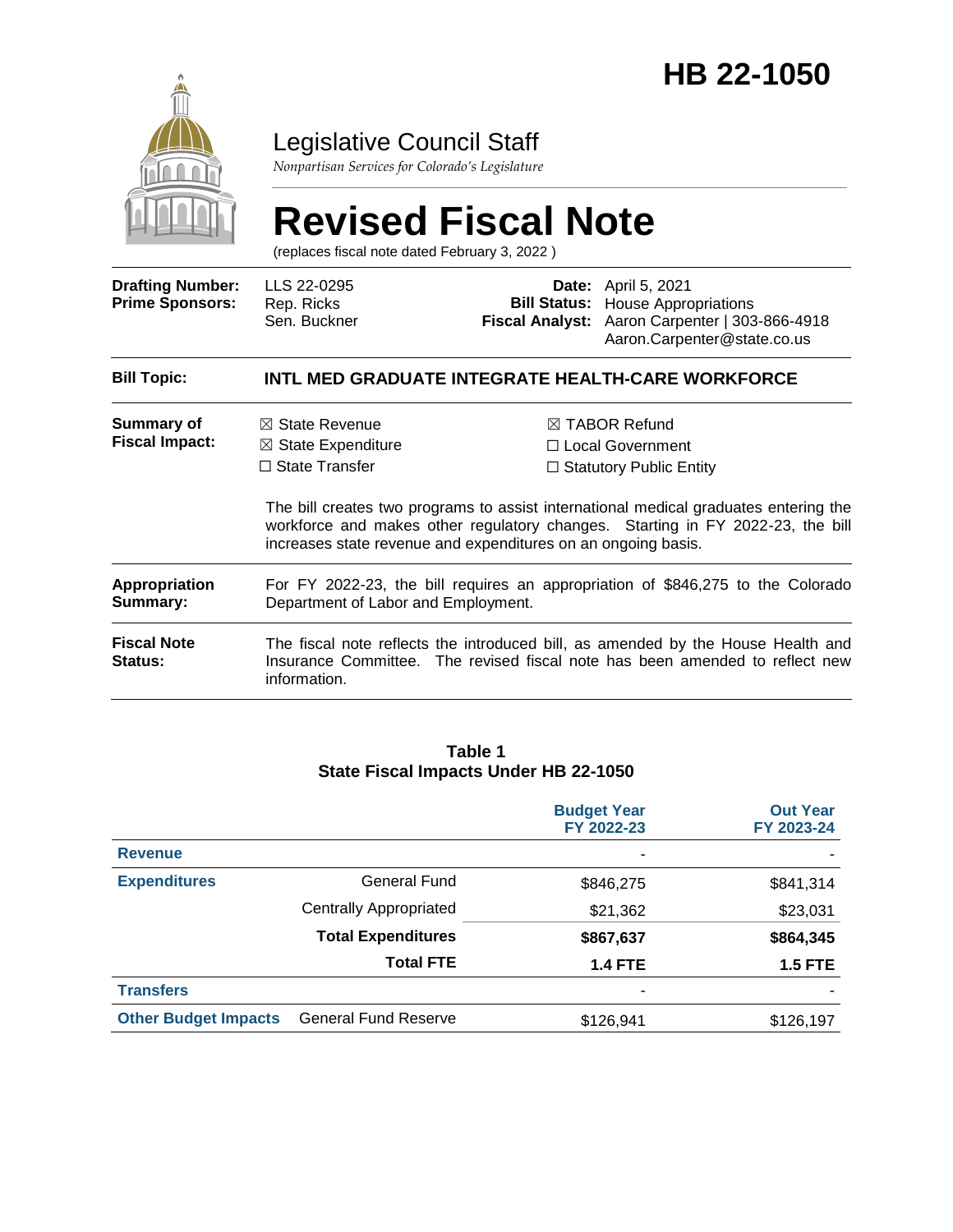# HB 22-1050

Legislative Council Staff

*Nonpartisan Services for Colorado's Legislature*

# Revised Fiscal Note

(replaces fiscal note dated February 3, 2022 )

| | | | |
|---|---|---|---|
| **Drafting Number:** | LLS 22-0295 | **Date:** | April 5, 2021 |
| **Prime Sponsors:** | Rep. Ricks<br>Sen. Buckner | **Bill Status:** | House Appropriations |
| | | **Fiscal Analyst:** | Aaron Carpenter \| 303-866-4918<br>Aaron.Carpenter@state.co.us |

| | |
|---|---|
| **Bill Topic:** | **INTL MED GRADUATE INTEGRATE HEALTH-CARE WORKFORCE** |
| **Summary of Fiscal Impact:** | ☒ State Revenue ☒ State Expenditure ☐ State Transfer ☒ TABOR Refund ☐ Local Government ☐ Statutory Public Entity<br><br>The bill creates two programs to assist international medical graduates entering the workforce and makes other regulatory changes. Starting in FY 2022-23, the bill increases state revenue and expenditures on an ongoing basis. |
| **Appropriation Summary:** | For FY 2022-23, the bill requires an appropriation of $846,275 to the Colorado Department of Labor and Employment. |
| **Fiscal Note Status:** | The fiscal note reflects the introduced bill, as amended by the House Health and Insurance Committee. The revised fiscal note has been amended to reflect new information. |

**Table 1**
**State Fiscal Impacts Under HB 22-1050**

| | | Budget Year FY 2022-23 | Out Year FY 2023-24 |
|---|---|---|---|
| **Revenue** | | - | - |
| **Expenditures** | General Fund | $846,275 | $841,314 |
| | Centrally Appropriated | $21,362 | $23,031 |
| | **Total Expenditures** | **$867,637** | **$864,345** |
| | **Total FTE** | **1.4 FTE** | **1.5 FTE** |
| **Transfers** | | - | - |
| **Other Budget Impacts** | General Fund Reserve | $126,941 | $126,197 |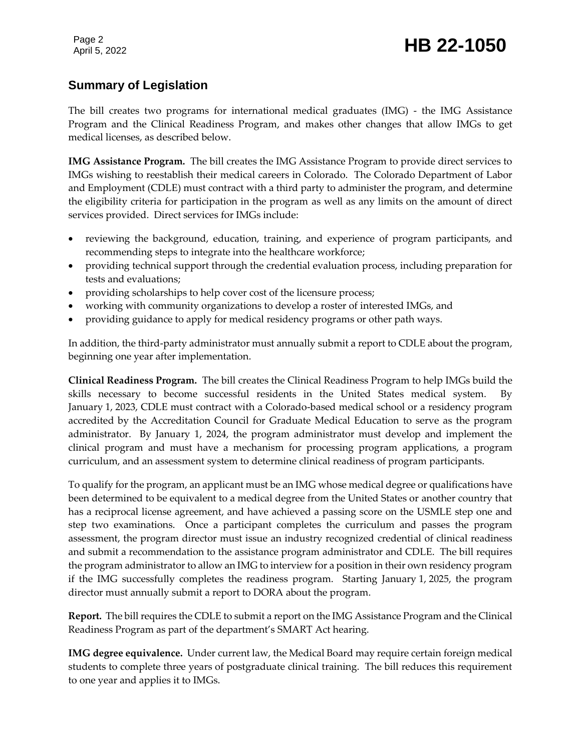## Summary of Legislation

The bill creates two programs for international medical graduates (IMG) - the IMG Assistance Program and the Clinical Readiness Program, and makes other changes that allow IMGs to get medical licenses, as described below.

**IMG Assistance Program.** The bill creates the IMG Assistance Program to provide direct services to IMGs wishing to reestablish their medical careers in Colorado. The Colorado Department of Labor and Employment (CDLE) must contract with a third party to administer the program, and determine the eligibility criteria for participation in the program as well as any limits on the amount of direct services provided. Direct services for IMGs include:

- reviewing the background, education, training, and experience of program participants, and recommending steps to integrate into the healthcare workforce;
- providing technical support through the credential evaluation process, including preparation for tests and evaluations;
- providing scholarships to help cover cost of the licensure process;
- working with community organizations to develop a roster of interested IMGs, and
- providing guidance to apply for medical residency programs or other path ways.

In addition, the third-party administrator must annually submit a report to CDLE about the program, beginning one year after implementation.

**Clinical Readiness Program.** The bill creates the Clinical Readiness Program to help IMGs build the skills necessary to become successful residents in the United States medical system. By January 1, 2023, CDLE must contract with a Colorado-based medical school or a residency program accredited by the Accreditation Council for Graduate Medical Education to serve as the program administrator. By January 1, 2024, the program administrator must develop and implement the clinical program and must have a mechanism for processing program applications, a program curriculum, and an assessment system to determine clinical readiness of program participants.

To qualify for the program, an applicant must be an IMG whose medical degree or qualifications have been determined to be equivalent to a medical degree from the United States or another country that has a reciprocal license agreement, and have achieved a passing score on the USMLE step one and step two examinations. Once a participant completes the curriculum and passes the program assessment, the program director must issue an industry recognized credential of clinical readiness and submit a recommendation to the assistance program administrator and CDLE. The bill requires the program administrator to allow an IMG to interview for a position in their own residency program if the IMG successfully completes the readiness program. Starting January 1, 2025, the program director must annually submit a report to DORA about the program.

**Report.** The bill requires the CDLE to submit a report on the IMG Assistance Program and the Clinical Readiness Program as part of the department's SMART Act hearing.

**IMG degree equivalence.** Under current law, the Medical Board may require certain foreign medical students to complete three years of postgraduate clinical training. The bill reduces this requirement to one year and applies it to IMGs.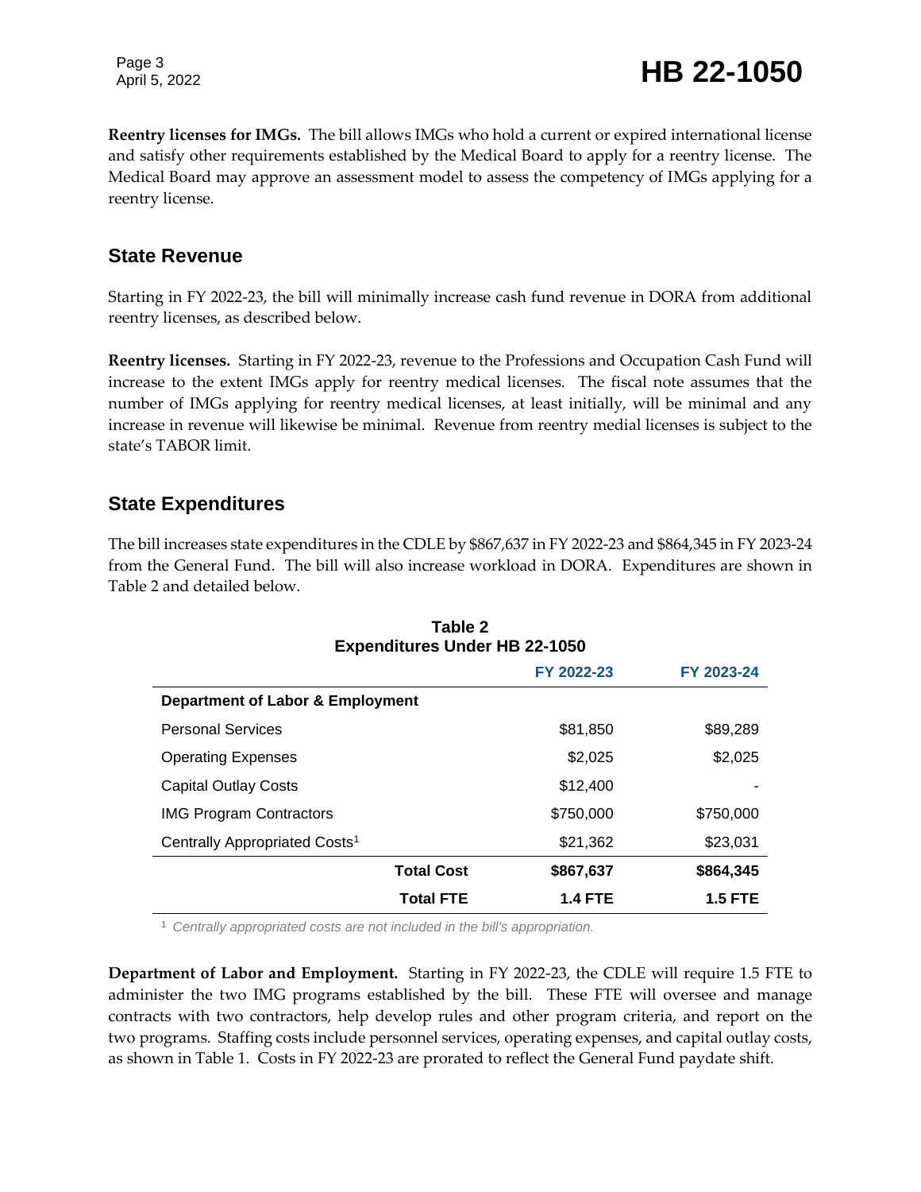**Reentry licenses for IMGs.** The bill allows IMGs who hold a current or expired international license and satisfy other requirements established by the Medical Board to apply for a reentry license. The Medical Board may approve an assessment model to assess the competency of IMGs applying for a reentry license.

## State Revenue

Starting in FY 2022-23, the bill will minimally increase cash fund revenue in DORA from additional reentry licenses, as described below.

**Reentry licenses.** Starting in FY 2022-23, revenue to the Professions and Occupation Cash Fund will increase to the extent IMGs apply for reentry medical licenses. The fiscal note assumes that the number of IMGs applying for reentry medical licenses, at least initially, will be minimal and any increase in revenue will likewise be minimal. Revenue from reentry medial licenses is subject to the state's TABOR limit.

## State Expenditures

The bill increases state expenditures in the CDLE by $867,637 in FY 2022-23 and $864,345 in FY 2023-24 from the General Fund. The bill will also increase workload in DORA. Expenditures are shown in Table 2 and detailed below.

**Table 2**
**Expenditures Under HB 22-1050**

| | FY 2022-23 | FY 2023-24 |
|---|---|---|
| **Department of Labor & Employment** | | |
| Personal Services | $81,850 | $89,289 |
| Operating Expenses | $2,025 | $2,025 |
| Capital Outlay Costs | $12,400 | - |
| IMG Program Contractors | $750,000 | $750,000 |
| Centrally Appropriated Costs[1] | $21,362 | $23,031 |
| **Total Cost** | **$867,637** | **$864,345** |
| **Total FTE** | **1.4 FTE** | **1.5 FTE** |

[1] *Centrally appropriated costs are not included in the bill's appropriation.*

**Department of Labor and Employment.** Starting in FY 2022-23, the CDLE will require 1.5 FTE to administer the two IMG programs established by the bill. These FTE will oversee and manage contracts with two contractors, help develop rules and other program criteria, and report on the two programs. Staffing costs include personnel services, operating expenses, and capital outlay costs, as shown in Table 1. Costs in FY 2022-23 are prorated to reflect the General Fund paydate shift.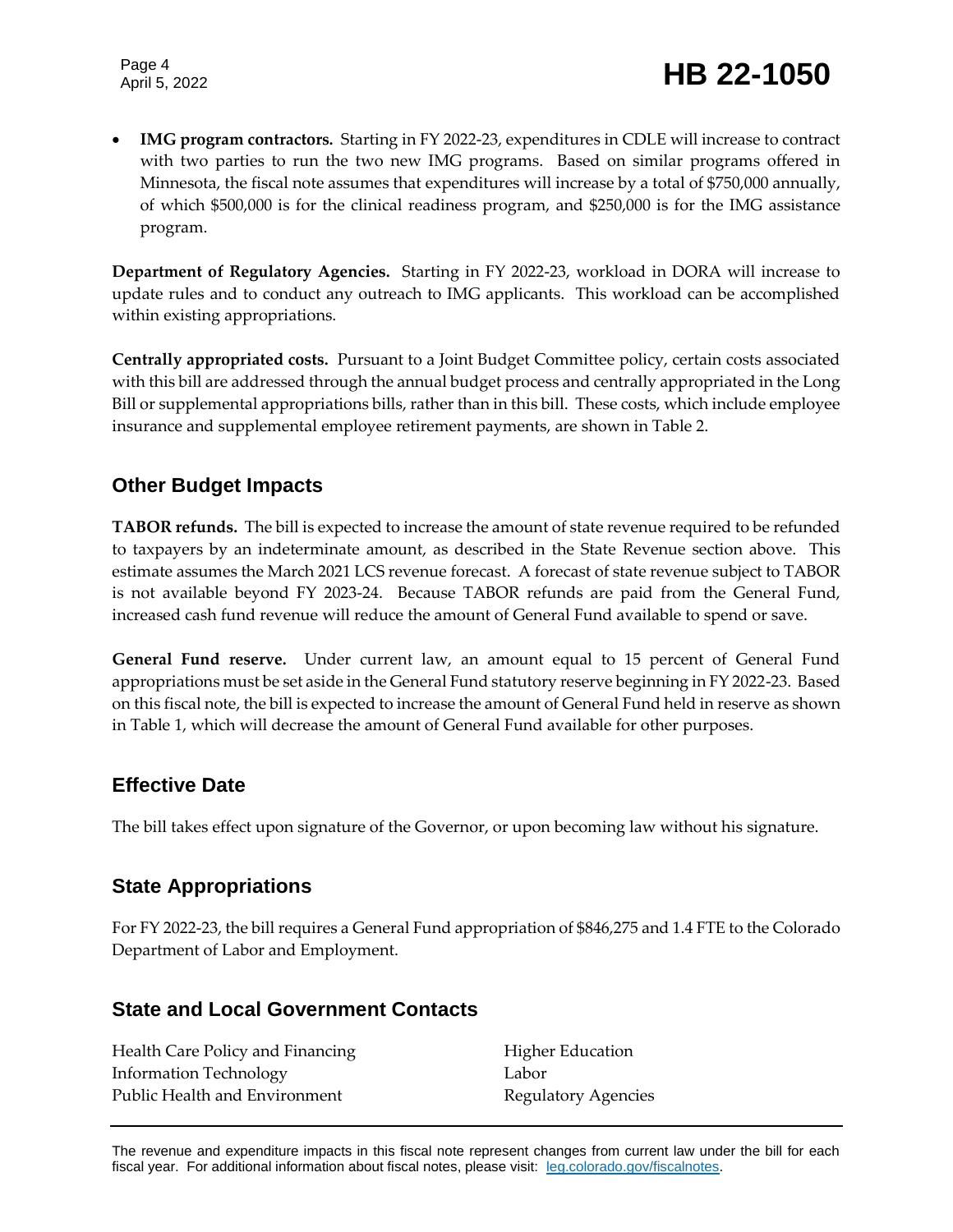- **IMG program contractors.** Starting in FY 2022-23, expenditures in CDLE will increase to contract with two parties to run the two new IMG programs. Based on similar programs offered in Minnesota, the fiscal note assumes that expenditures will increase by a total of $750,000 annually, of which $500,000 is for the clinical readiness program, and $250,000 is for the IMG assistance program.

**Department of Regulatory Agencies.** Starting in FY 2022-23, workload in DORA will increase to update rules and to conduct any outreach to IMG applicants. This workload can be accomplished within existing appropriations.

**Centrally appropriated costs.** Pursuant to a Joint Budget Committee policy, certain costs associated with this bill are addressed through the annual budget process and centrally appropriated in the Long Bill or supplemental appropriations bills, rather than in this bill. These costs, which include employee insurance and supplemental employee retirement payments, are shown in Table 2.

## Other Budget Impacts

**TABOR refunds.** The bill is expected to increase the amount of state revenue required to be refunded to taxpayers by an indeterminate amount, as described in the State Revenue section above. This estimate assumes the March 2021 LCS revenue forecast. A forecast of state revenue subject to TABOR is not available beyond FY 2023-24. Because TABOR refunds are paid from the General Fund, increased cash fund revenue will reduce the amount of General Fund available to spend or save.

**General Fund reserve.** Under current law, an amount equal to 15 percent of General Fund appropriations must be set aside in the General Fund statutory reserve beginning in FY 2022-23. Based on this fiscal note, the bill is expected to increase the amount of General Fund held in reserve as shown in Table 1, which will decrease the amount of General Fund available for other purposes.

## Effective Date

The bill takes effect upon signature of the Governor, or upon becoming law without his signature.

## State Appropriations

For FY 2022-23, the bill requires a General Fund appropriation of $846,275 and 1.4 FTE to the Colorado Department of Labor and Employment.

## State and Local Government Contacts

Health Care Policy and Financing
Higher Education
Information Technology
Labor
Public Health and Environment
Regulatory Agencies

The revenue and expenditure impacts in this fiscal note represent changes from current law under the bill for each fiscal year. For additional information about fiscal notes, please visit: [leg.colorado.gov/fiscalnotes](leg.colorado.gov/fiscalnotes).